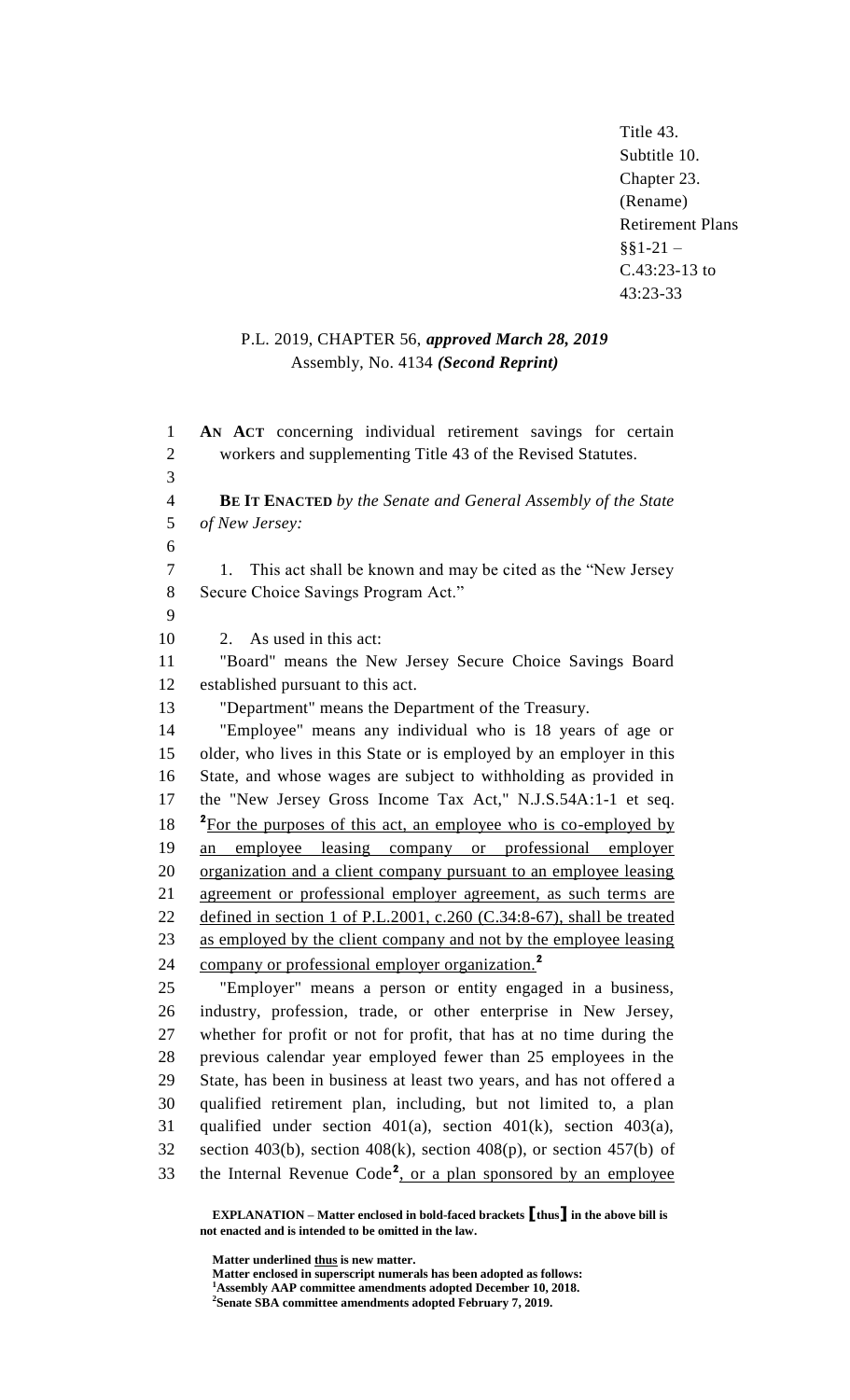Title 43.
Subtitle 10.
Chapter 23.
(Rename)
Retirement Plans
§§1-21 –
C.43:23-13 to
43:23-33

P.L. 2019, CHAPTER 56, ***approved March 28, 2019***
Assembly, No. 4134 ***(Second Reprint)***

**AN ACT** concerning individual retirement savings for certain workers and supplementing Title 43 of the Revised Statutes.

**BE IT ENACTED** *by the Senate and General Assembly of the State of New Jersey:*

1. This act shall be known and may be cited as the "New Jersey Secure Choice Savings Program Act."

2. As used in this act:

"Board" means the New Jersey Secure Choice Savings Board established pursuant to this act.

"Department" means the Department of the Treasury.

"Employee" means any individual who is 18 years of age or older, who lives in this State or is employed by an employer in this State, and whose wages are subject to withholding as provided in the "New Jersey Gross Income Tax Act," N.J.S.54A:1-1 et seq. [2]For the purposes of this act, an employee who is co-employed by an employee leasing company or professional employer organization and a client company pursuant to an employee leasing agreement or professional employer agreement, as such terms are defined in section 1 of P.L.2001, c.260 (C.34:8-67), shall be treated as employed by the client company and not by the employee leasing company or professional employer organization.[2]

"Employer" means a person or entity engaged in a business, industry, profession, trade, or other enterprise in New Jersey, whether for profit or not for profit, that has at no time during the previous calendar year employed fewer than 25 employees in the State, has been in business at least two years, and has not offered a qualified retirement plan, including, but not limited to, a plan qualified under section 401(a), section 401(k), section 403(a), section 403(b), section 408(k), section 408(p), or section 457(b) of the Internal Revenue Code[2], or a plan sponsored by an employee

**EXPLANATION – Matter enclosed in bold-faced brackets [thus] in the above bill is not enacted and is intended to be omitted in the law.**

**Matter underlined thus is new matter.**
**Matter enclosed in superscript numerals has been adopted as follows:**
**[1]Assembly AAP committee amendments adopted December 10, 2018.**
**[2]Senate SBA committee amendments adopted February 7, 2019.**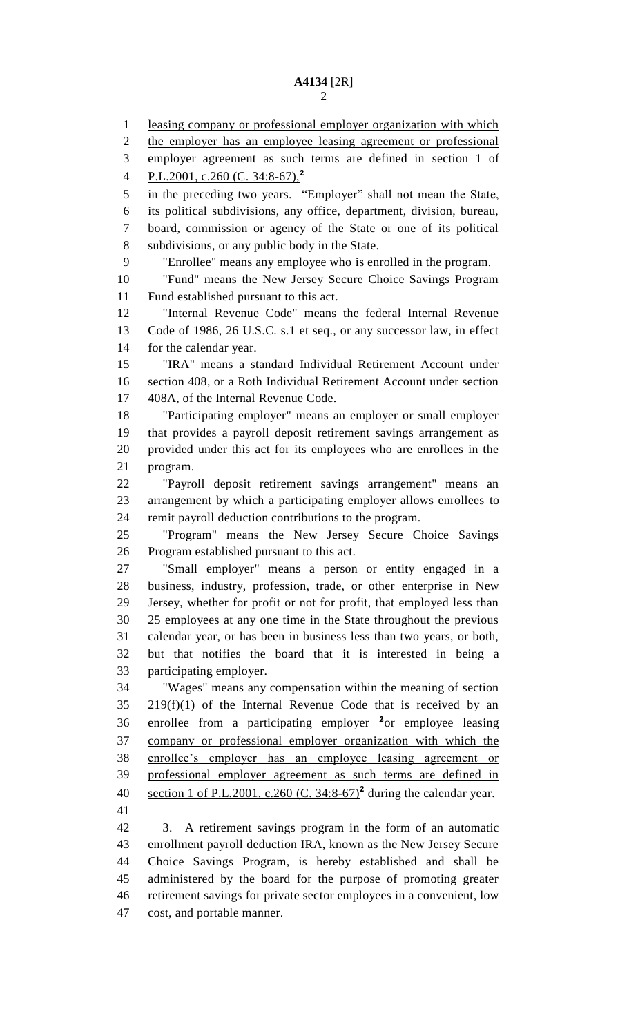leasing company or professional employer organization with which the employer has an employee leasing agreement or professional employer agreement as such terms are defined in section 1 of P.L.2001, c.260 (C. 34:8-67),[2] in the preceding two years. "Employer" shall not mean the State, its political subdivisions, any office, department, division, bureau, board, commission or agency of the State or one of its political subdivisions, or any public body in the State.

"Enrollee" means any employee who is enrolled in the program.

"Fund" means the New Jersey Secure Choice Savings Program Fund established pursuant to this act.

"Internal Revenue Code" means the federal Internal Revenue Code of 1986, 26 U.S.C. s.1 et seq., or any successor law, in effect for the calendar year.

"IRA" means a standard Individual Retirement Account under section 408, or a Roth Individual Retirement Account under section 408A, of the Internal Revenue Code.

"Participating employer" means an employer or small employer that provides a payroll deposit retirement savings arrangement as provided under this act for its employees who are enrollees in the program.

"Payroll deposit retirement savings arrangement" means an arrangement by which a participating employer allows enrollees to remit payroll deduction contributions to the program.

"Program" means the New Jersey Secure Choice Savings Program established pursuant to this act.

"Small employer" means a person or entity engaged in a business, industry, profession, trade, or other enterprise in New Jersey, whether for profit or not for profit, that employed less than 25 employees at any one time in the State throughout the previous calendar year, or has been in business less than two years, or both, but that notifies the board that it is interested in being a participating employer.

"Wages" means any compensation within the meaning of section 219(f)(1) of the Internal Revenue Code that is received by an enrollee from a participating employer [2]or employee leasing company or professional employer organization with which the enrollee's employer has an employee leasing agreement or professional employer agreement as such terms are defined in section 1 of P.L.2001, c.260 (C. 34:8-67)[2] during the calendar year.

3. A retirement savings program in the form of an automatic enrollment payroll deduction IRA, known as the New Jersey Secure Choice Savings Program, is hereby established and shall be administered by the board for the purpose of promoting greater retirement savings for private sector employees in a convenient, low cost, and portable manner.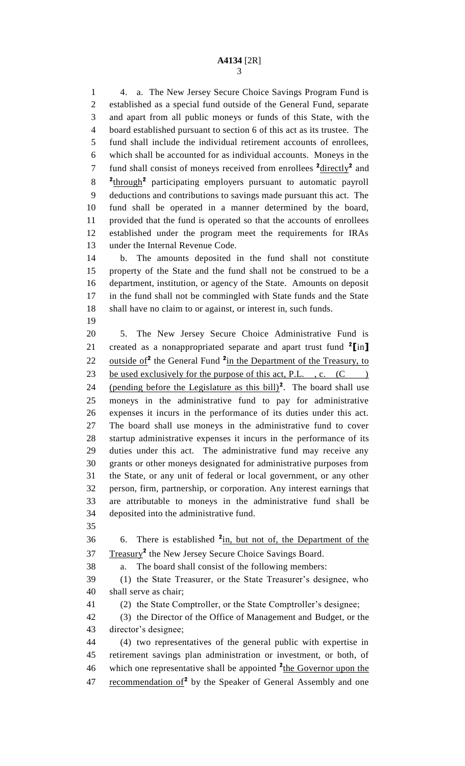4. a. The New Jersey Secure Choice Savings Program Fund is established as a special fund outside of the General Fund, separate and apart from all public moneys or funds of this State, with the board established pursuant to section 6 of this act as its trustee. The fund shall include the individual retirement accounts of enrollees, which shall be accounted for as individual accounts. Moneys in the fund shall consist of moneys received from enrollees [2]directly[2] and [2]through[2] participating employers pursuant to automatic payroll deductions and contributions to savings made pursuant this act. The fund shall be operated in a manner determined by the board, provided that the fund is operated so that the accounts of enrollees established under the program meet the requirements for IRAs under the Internal Revenue Code.

b. The amounts deposited in the fund shall not constitute property of the State and the fund shall not be construed to be a department, institution, or agency of the State. Amounts on deposit in the fund shall not be commingled with State funds and the State shall have no claim to or against, or interest in, such funds.

5. The New Jersey Secure Choice Administrative Fund is created as a nonappropriated separate and apart trust fund [2]**[**in**]** outside of[2] the General Fund [2]in the Department of the Treasury, to be used exclusively for the purpose of this act, P.L. , c. (C ) (pending before the Legislature as this bill)[2]. The board shall use moneys in the administrative fund to pay for administrative expenses it incurs in the performance of its duties under this act. The board shall use moneys in the administrative fund to cover startup administrative expenses it incurs in the performance of its duties under this act. The administrative fund may receive any grants or other moneys designated for administrative purposes from the State, or any unit of federal or local government, or any other person, firm, partnership, or corporation. Any interest earnings that are attributable to moneys in the administrative fund shall be deposited into the administrative fund.

6. There is established [2]in, but not of, the Department of the Treasury[2] the New Jersey Secure Choice Savings Board.

a. The board shall consist of the following members:

(1) the State Treasurer, or the State Treasurer's designee, who shall serve as chair;

(2) the State Comptroller, or the State Comptroller's designee;

(3) the Director of the Office of Management and Budget, or the director's designee;

(4) two representatives of the general public with expertise in retirement savings plan administration or investment, or both, of which one representative shall be appointed [2]the Governor upon the recommendation of[2] by the Speaker of General Assembly and one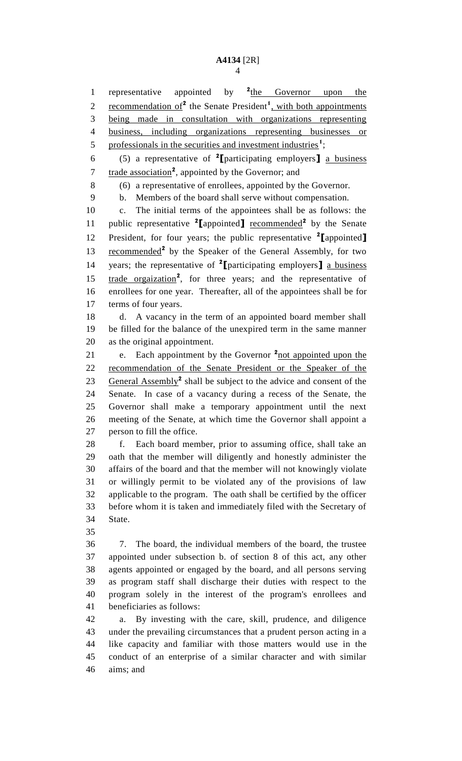representative appointed by [2]the Governor upon the recommendation of[2] the Senate President[1], with both appointments being made in consultation with organizations representing business, including organizations representing businesses or professionals in the securities and investment industries[1];

(5) a representative of [2][participating employers] a business trade association[2], appointed by the Governor; and

(6) a representative of enrollees, appointed by the Governor.

b. Members of the board shall serve without compensation.

c. The initial terms of the appointees shall be as follows: the public representative [2][appointed] recommended[2] by the Senate President, for four years; the public representative [2][appointed] recommended[2] by the Speaker of the General Assembly, for two years; the representative of [2][participating employers] a business trade orgaization[2], for three years; and the representative of enrollees for one year. Thereafter, all of the appointees shall be for terms of four years.

d. A vacancy in the term of an appointed board member shall be filled for the balance of the unexpired term in the same manner as the original appointment.

e. Each appointment by the Governor [2]not appointed upon the recommendation of the Senate President or the Speaker of the General Assembly[2] shall be subject to the advice and consent of the Senate. In case of a vacancy during a recess of the Senate, the Governor shall make a temporary appointment until the next meeting of the Senate, at which time the Governor shall appoint a person to fill the office.

f. Each board member, prior to assuming office, shall take an oath that the member will diligently and honestly administer the affairs of the board and that the member will not knowingly violate or willingly permit to be violated any of the provisions of law applicable to the program. The oath shall be certified by the officer before whom it is taken and immediately filed with the Secretary of State.

7. The board, the individual members of the board, the trustee appointed under subsection b. of section 8 of this act, any other agents appointed or engaged by the board, and all persons serving as program staff shall discharge their duties with respect to the program solely in the interest of the program's enrollees and beneficiaries as follows:

a. By investing with the care, skill, prudence, and diligence under the prevailing circumstances that a prudent person acting in a like capacity and familiar with those matters would use in the conduct of an enterprise of a similar character and with similar aims; and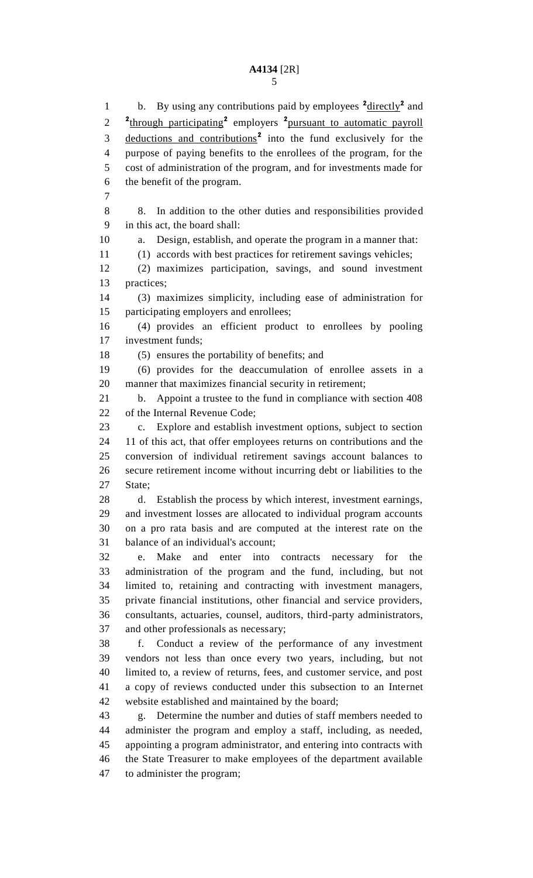b. By using any contributions paid by employees [2]directly[2] and [2]through participating[2] employers [2]pursuant to automatic payroll deductions and contributions[2] into the fund exclusively for the purpose of paying benefits to the enrollees of the program, for the cost of administration of the program, and for investments made for the benefit of the program.

8. In addition to the other duties and responsibilities provided in this act, the board shall:

a. Design, establish, and operate the program in a manner that:

(1) accords with best practices for retirement savings vehicles;

(2) maximizes participation, savings, and sound investment practices;

(3) maximizes simplicity, including ease of administration for participating employers and enrollees;

(4) provides an efficient product to enrollees by pooling investment funds;

(5) ensures the portability of benefits; and

(6) provides for the deaccumulation of enrollee assets in a manner that maximizes financial security in retirement;

b. Appoint a trustee to the fund in compliance with section 408 of the Internal Revenue Code;

c. Explore and establish investment options, subject to section 11 of this act, that offer employees returns on contributions and the conversion of individual retirement savings account balances to secure retirement income without incurring debt or liabilities to the State;

d. Establish the process by which interest, investment earnings, and investment losses are allocated to individual program accounts on a pro rata basis and are computed at the interest rate on the balance of an individual's account;

e. Make and enter into contracts necessary for the administration of the program and the fund, including, but not limited to, retaining and contracting with investment managers, private financial institutions, other financial and service providers, consultants, actuaries, counsel, auditors, third-party administrators, and other professionals as necessary;

f. Conduct a review of the performance of any investment vendors not less than once every two years, including, but not limited to, a review of returns, fees, and customer service, and post a copy of reviews conducted under this subsection to an Internet website established and maintained by the board;

g. Determine the number and duties of staff members needed to administer the program and employ a staff, including, as needed, appointing a program administrator, and entering into contracts with the State Treasurer to make employees of the department available to administer the program;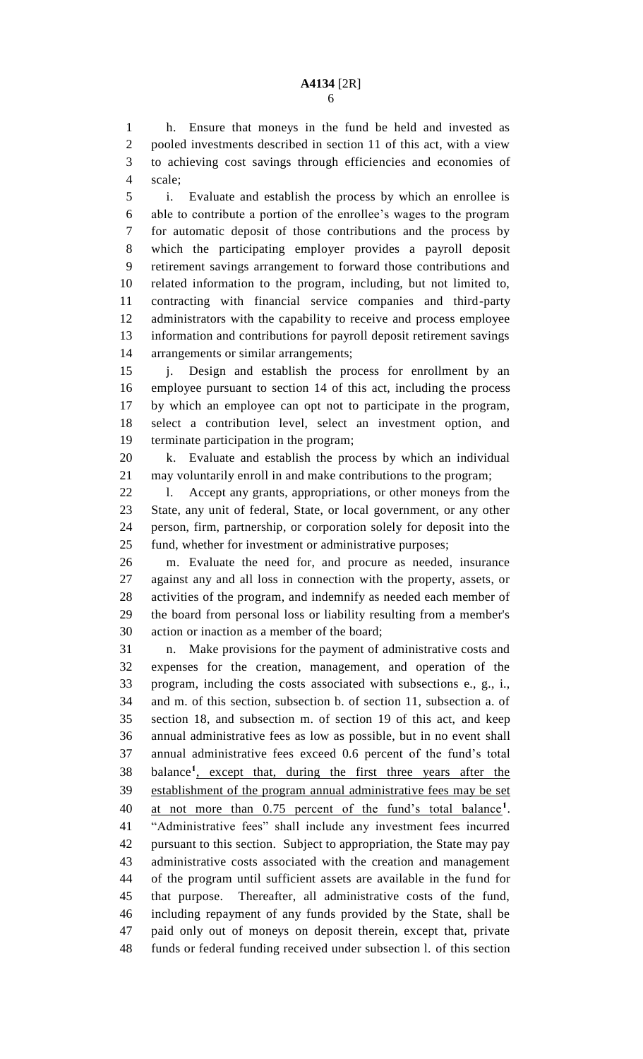h. Ensure that moneys in the fund be held and invested as pooled investments described in section 11 of this act, with a view to achieving cost savings through efficiencies and economies of scale;

i. Evaluate and establish the process by which an enrollee is able to contribute a portion of the enrollee's wages to the program for automatic deposit of those contributions and the process by which the participating employer provides a payroll deposit retirement savings arrangement to forward those contributions and related information to the program, including, but not limited to, contracting with financial service companies and third-party administrators with the capability to receive and process employee information and contributions for payroll deposit retirement savings arrangements or similar arrangements;

j. Design and establish the process for enrollment by an employee pursuant to section 14 of this act, including the process by which an employee can opt not to participate in the program, select a contribution level, select an investment option, and terminate participation in the program;

k. Evaluate and establish the process by which an individual may voluntarily enroll in and make contributions to the program;

l. Accept any grants, appropriations, or other moneys from the State, any unit of federal, State, or local government, or any other person, firm, partnership, or corporation solely for deposit into the fund, whether for investment or administrative purposes;

m. Evaluate the need for, and procure as needed, insurance against any and all loss in connection with the property, assets, or activities of the program, and indemnify as needed each member of the board from personal loss or liability resulting from a member's action or inaction as a member of the board;

n. Make provisions for the payment of administrative costs and expenses for the creation, management, and operation of the program, including the costs associated with subsections e., g., i., and m. of this section, subsection b. of section 11, subsection a. of section 18, and subsection m. of section 19 of this act, and keep annual administrative fees as low as possible, but in no event shall annual administrative fees exceed 0.6 percent of the fund's total balance[1]<u>, except that, during the first three years after the establishment of the program annual administrative fees may be set at not more than 0.75 percent of the fund's total balance</u>[1]. "Administrative fees" shall include any investment fees incurred pursuant to this section. Subject to appropriation, the State may pay administrative costs associated with the creation and management of the program until sufficient assets are available in the fund for that purpose. Thereafter, all administrative costs of the fund, including repayment of any funds provided by the State, shall be paid only out of moneys on deposit therein, except that, private funds or federal funding received under subsection l. of this section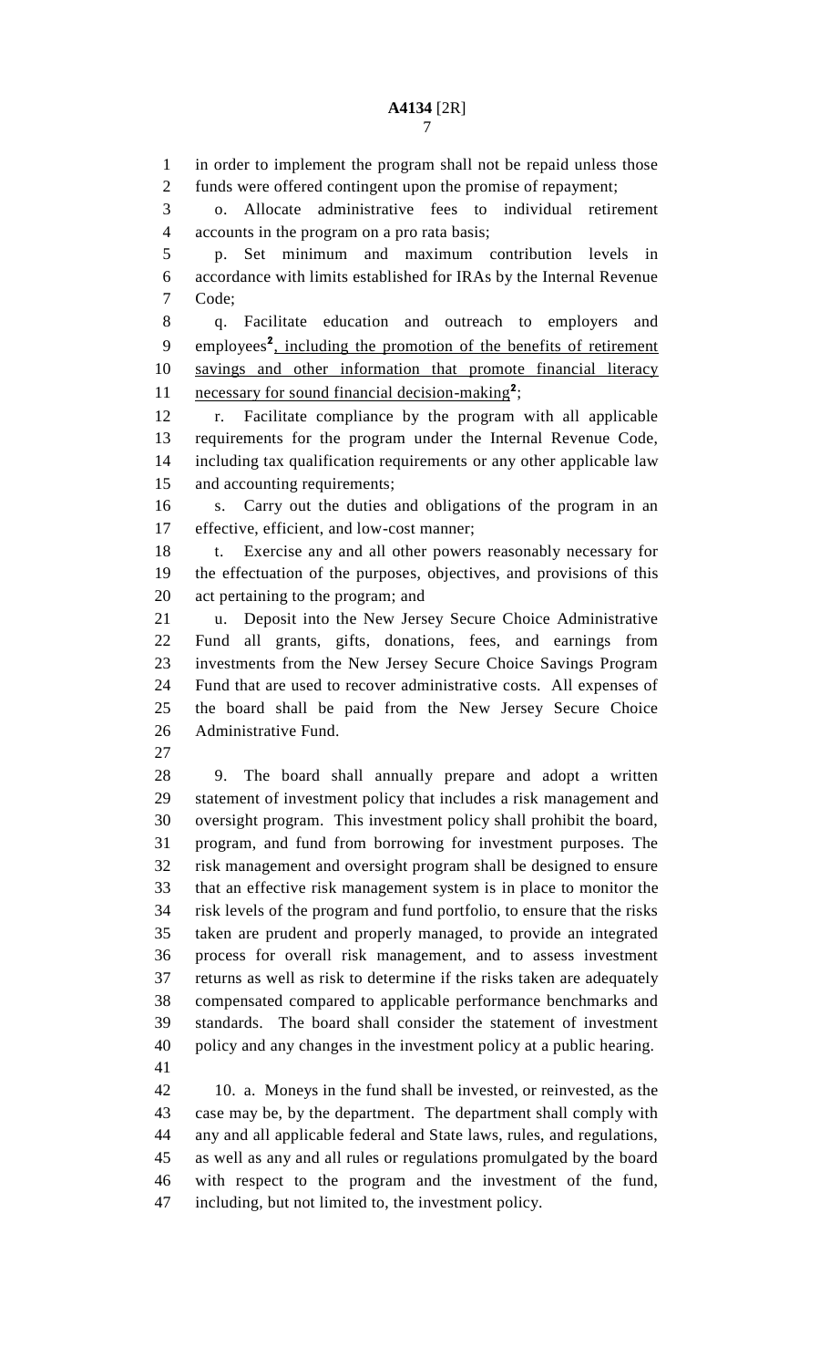in order to implement the program shall not be repaid unless those funds were offered contingent upon the promise of repayment;

o. Allocate administrative fees to individual retirement accounts in the program on a pro rata basis;

p. Set minimum and maximum contribution levels in accordance with limits established for IRAs by the Internal Revenue Code;

q. Facilitate education and outreach to employers and employees[2], including the promotion of the benefits of retirement savings and other information that promote financial literacy necessary for sound financial decision-making[2];

r. Facilitate compliance by the program with all applicable requirements for the program under the Internal Revenue Code, including tax qualification requirements or any other applicable law and accounting requirements;

s. Carry out the duties and obligations of the program in an effective, efficient, and low-cost manner;

t. Exercise any and all other powers reasonably necessary for the effectuation of the purposes, objectives, and provisions of this act pertaining to the program; and

u. Deposit into the New Jersey Secure Choice Administrative Fund all grants, gifts, donations, fees, and earnings from investments from the New Jersey Secure Choice Savings Program Fund that are used to recover administrative costs. All expenses of the board shall be paid from the New Jersey Secure Choice Administrative Fund.

9. The board shall annually prepare and adopt a written statement of investment policy that includes a risk management and oversight program. This investment policy shall prohibit the board, program, and fund from borrowing for investment purposes. The risk management and oversight program shall be designed to ensure that an effective risk management system is in place to monitor the risk levels of the program and fund portfolio, to ensure that the risks taken are prudent and properly managed, to provide an integrated process for overall risk management, and to assess investment returns as well as risk to determine if the risks taken are adequately compensated compared to applicable performance benchmarks and standards. The board shall consider the statement of investment policy and any changes in the investment policy at a public hearing.

10. a. Moneys in the fund shall be invested, or reinvested, as the case may be, by the department. The department shall comply with any and all applicable federal and State laws, rules, and regulations, as well as any and all rules or regulations promulgated by the board with respect to the program and the investment of the fund, including, but not limited to, the investment policy.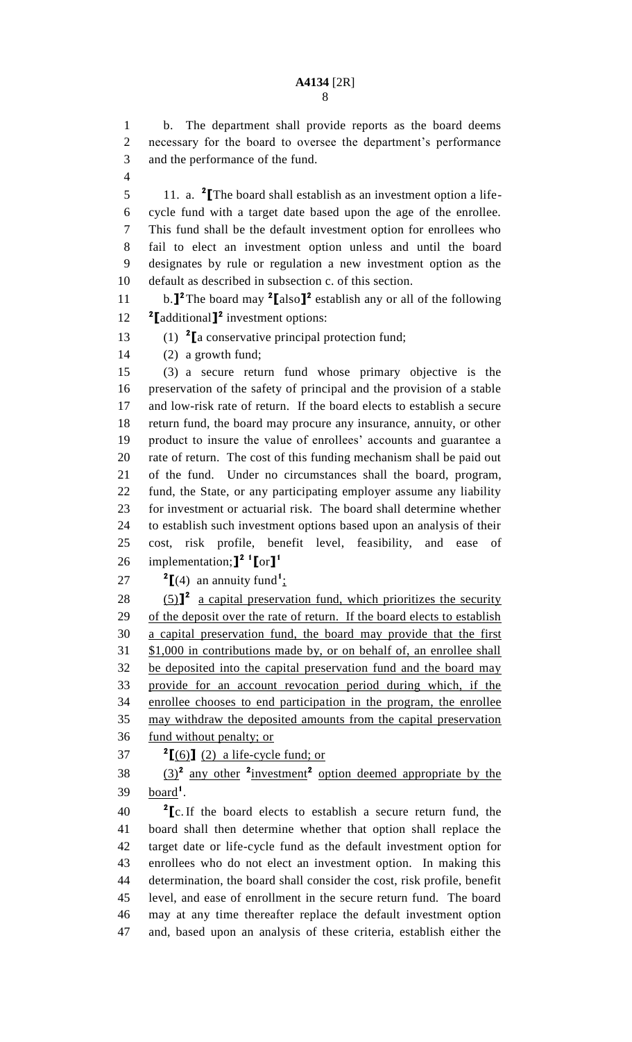b. The department shall provide reports as the board deems necessary for the board to oversee the department's performance and the performance of the fund.

11. a. [2][The board shall establish as an investment option a life-cycle fund with a target date based upon the age of the enrollee. This fund shall be the default investment option for enrollees who fail to elect an investment option unless and until the board designates by rule or regulation a new investment option as the default as described in subsection c. of this section.

b.][2] The board may [2][also][2] establish any or all of the following [2][additional][2] investment options:

(1) [2][a conservative principal protection fund;

(2) a growth fund;

(3) a secure return fund whose primary objective is the preservation of the safety of principal and the provision of a stable and low-risk rate of return. If the board elects to establish a secure return fund, the board may procure any insurance, annuity, or other product to insure the value of enrollees' accounts and guarantee a rate of return. The cost of this funding mechanism shall be paid out of the fund. Under no circumstances shall the board, program, fund, the State, or any participating employer assume any liability for investment or actuarial risk. The board shall determine whether to establish such investment options based upon an analysis of their cost, risk profile, benefit level, feasibility, and ease of implementation;][2] [1][or][1]

[2][(4) an annuity fund[1]<u>;</u>

<u>(5)</u>][2] <u>a capital preservation fund, which prioritizes the security of the deposit over the rate of return. If the board elects to establish a capital preservation fund, the board may provide that the first $1,000 in contributions made by, or on behalf of, an enrollee shall be deposited into the capital preservation fund and the board may provide for an account revocation period during which, if the enrollee chooses to end participation in the program, the enrollee may withdraw the deposited amounts from the capital preservation fund without penalty; or</u>

[2][<u>(6)</u>] <u>(2) a life-cycle fund; or</u>

<u>(3)</u>[2] <u>any other</u> [2]<u>investment</u>[2] <u>option deemed appropriate by the board</u>[1].

[2][c. If the board elects to establish a secure return fund, the board shall then determine whether that option shall replace the target date or life-cycle fund as the default investment option for enrollees who do not elect an investment option. In making this determination, the board shall consider the cost, risk profile, benefit level, and ease of enrollment in the secure return fund. The board may at any time thereafter replace the default investment option and, based upon an analysis of these criteria, establish either the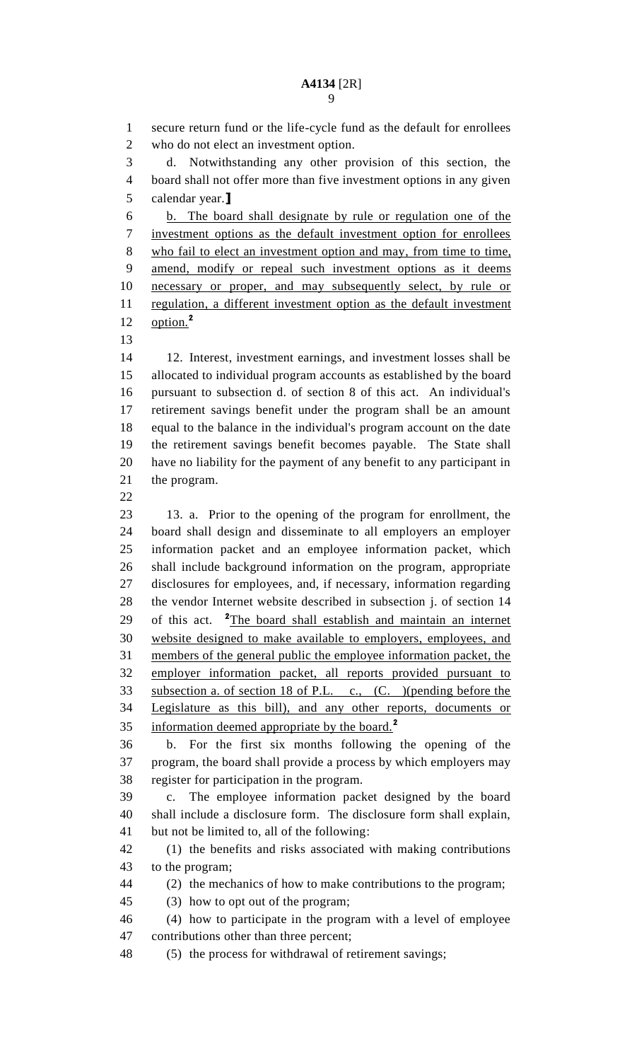secure return fund or the life-cycle fund as the default for enrollees who do not elect an investment option.

d. Notwithstanding any other provision of this section, the board shall not offer more than five investment options in any given calendar year.]

b. The board shall designate by rule or regulation one of the investment options as the default investment option for enrollees who fail to elect an investment option and may, from time to time, amend, modify or repeal such investment options as it deems necessary or proper, and may subsequently select, by rule or regulation, a different investment option as the default investment option.[2]

12. Interest, investment earnings, and investment losses shall be allocated to individual program accounts as established by the board pursuant to subsection d. of section 8 of this act. An individual's retirement savings benefit under the program shall be an amount equal to the balance in the individual's program account on the date the retirement savings benefit becomes payable. The State shall have no liability for the payment of any benefit to any participant in the program.

13. a. Prior to the opening of the program for enrollment, the board shall design and disseminate to all employers an employer information packet and an employee information packet, which shall include background information on the program, appropriate disclosures for employees, and, if necessary, information regarding the vendor Internet website described in subsection j. of section 14 of this act. [2]The board shall establish and maintain an internet website designed to make available to employers, employees, and members of the general public the employee information packet, the employer information packet, all reports provided pursuant to subsection a. of section 18 of P.L. c., (C. )(pending before the Legislature as this bill), and any other reports, documents or information deemed appropriate by the board.[2]

b. For the first six months following the opening of the program, the board shall provide a process by which employers may register for participation in the program.

c. The employee information packet designed by the board shall include a disclosure form. The disclosure form shall explain, but not be limited to, all of the following:

(1) the benefits and risks associated with making contributions to the program;

(2) the mechanics of how to make contributions to the program;

(3) how to opt out of the program;

(4) how to participate in the program with a level of employee contributions other than three percent;

(5) the process for withdrawal of retirement savings;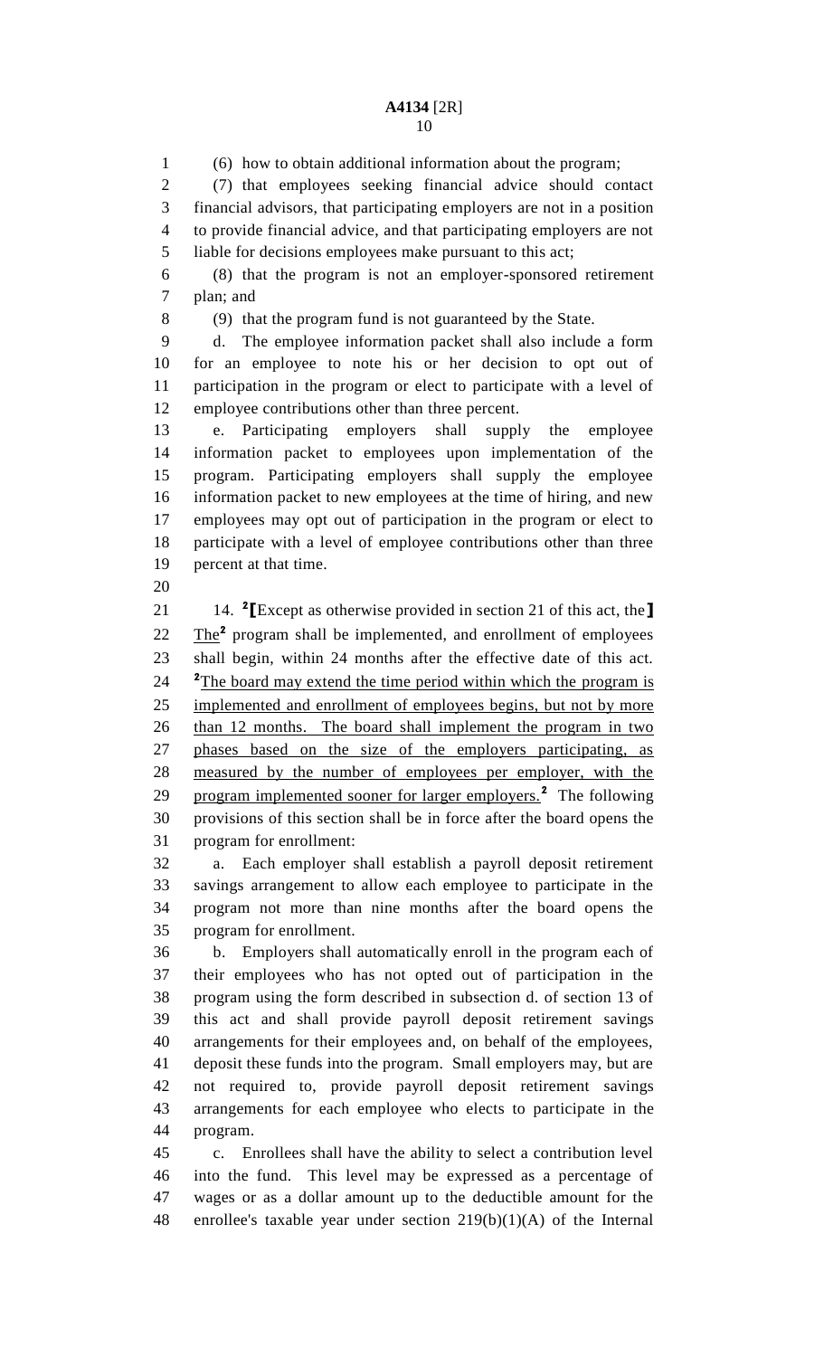(6) how to obtain additional information about the program;

(7) that employees seeking financial advice should contact financial advisors, that participating employers are not in a position to provide financial advice, and that participating employers are not liable for decisions employees make pursuant to this act;

(8) that the program is not an employer-sponsored retirement plan; and

(9) that the program fund is not guaranteed by the State.

d. The employee information packet shall also include a form for an employee to note his or her decision to opt out of participation in the program or elect to participate with a level of employee contributions other than three percent.

e. Participating employers shall supply the employee information packet to employees upon implementation of the program. Participating employers shall supply the employee information packet to new employees at the time of hiring, and new employees may opt out of participation in the program or elect to participate with a level of employee contributions other than three percent at that time.

14. [2]⟦Except as otherwise provided in section 21 of this act, the⟧ The[2] program shall be implemented, and enrollment of employees shall begin, within 24 months after the effective date of this act. [2]The board may extend the time period within which the program is implemented and enrollment of employees begins, but not by more than 12 months. The board shall implement the program in two phases based on the size of the employers participating, as measured by the number of employees per employer, with the program implemented sooner for larger employers.[2] The following provisions of this section shall be in force after the board opens the program for enrollment:

a. Each employer shall establish a payroll deposit retirement savings arrangement to allow each employee to participate in the program not more than nine months after the board opens the program for enrollment.

b. Employers shall automatically enroll in the program each of their employees who has not opted out of participation in the program using the form described in subsection d. of section 13 of this act and shall provide payroll deposit retirement savings arrangements for their employees and, on behalf of the employees, deposit these funds into the program. Small employers may, but are not required to, provide payroll deposit retirement savings arrangements for each employee who elects to participate in the program.

c. Enrollees shall have the ability to select a contribution level into the fund. This level may be expressed as a percentage of wages or as a dollar amount up to the deductible amount for the enrollee's taxable year under section 219(b)(1)(A) of the Internal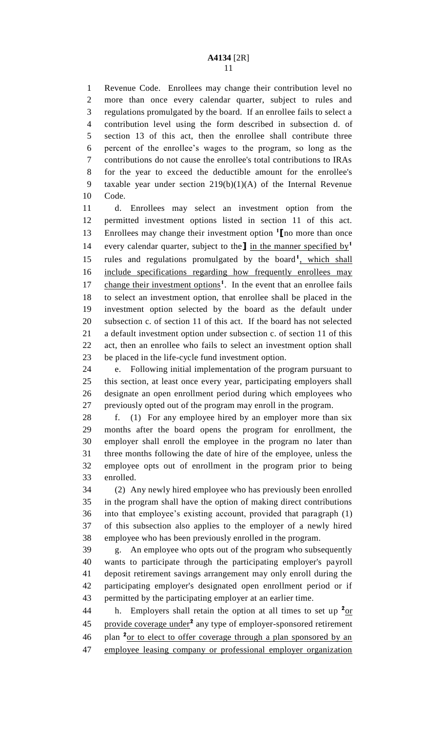Revenue Code. Enrollees may change their contribution level no more than once every calendar quarter, subject to rules and regulations promulgated by the board. If an enrollee fails to select a contribution level using the form described in subsection d. of section 13 of this act, then the enrollee shall contribute three percent of the enrollee's wages to the program, so long as the contributions do not cause the enrollee's total contributions to IRAs for the year to exceed the deductible amount for the enrollee's taxable year under section 219(b)(1)(A) of the Internal Revenue Code.

d. Enrollees may select an investment option from the permitted investment options listed in section 11 of this act. Enrollees may change their investment option [1][no more than once every calendar quarter, subject to the] in the manner specified by[1] rules and regulations promulgated by the board[1], which shall include specifications regarding how frequently enrollees may change their investment options[1]. In the event that an enrollee fails to select an investment option, that enrollee shall be placed in the investment option selected by the board as the default under subsection c. of section 11 of this act. If the board has not selected a default investment option under subsection c. of section 11 of this act, then an enrollee who fails to select an investment option shall be placed in the life-cycle fund investment option.

e. Following initial implementation of the program pursuant to this section, at least once every year, participating employers shall designate an open enrollment period during which employees who previously opted out of the program may enroll in the program.

f. (1) For any employee hired by an employer more than six months after the board opens the program for enrollment, the employer shall enroll the employee in the program no later than three months following the date of hire of the employee, unless the employee opts out of enrollment in the program prior to being enrolled.

(2) Any newly hired employee who has previously been enrolled in the program shall have the option of making direct contributions into that employee's existing account, provided that paragraph (1) of this subsection also applies to the employer of a newly hired employee who has been previously enrolled in the program.

g. An employee who opts out of the program who subsequently wants to participate through the participating employer's payroll deposit retirement savings arrangement may only enroll during the participating employer's designated open enrollment period or if permitted by the participating employer at an earlier time.

h. Employers shall retain the option at all times to set up [2]or provide coverage under[2] any type of employer-sponsored retirement plan [2]or to elect to offer coverage through a plan sponsored by an employee leasing company or professional employer organization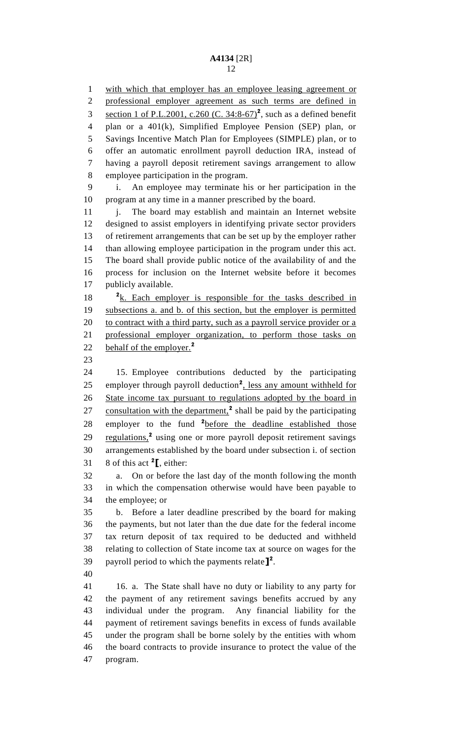with which that employer has an employee leasing agreement or professional employer agreement as such terms are defined in section 1 of P.L.2001, c.260 (C. 34:8-67)[2], such as a defined benefit plan or a 401(k), Simplified Employee Pension (SEP) plan, or Savings Incentive Match Plan for Employees (SIMPLE) plan, or to offer an automatic enrollment payroll deduction IRA, instead of having a payroll deposit retirement savings arrangement to allow employee participation in the program.

i. An employee may terminate his or her participation in the program at any time in a manner prescribed by the board.

j. The board may establish and maintain an Internet website designed to assist employers in identifying private sector providers of retirement arrangements that can be set up by the employer rather than allowing employee participation in the program under this act. The board shall provide public notice of the availability of and the process for inclusion on the Internet website before it becomes publicly available.

[2]k. Each employer is responsible for the tasks described in subsections a. and b. of this section, but the employer is permitted to contract with a third party, such as a payroll service provider or a professional employer organization, to perform those tasks on behalf of the employer.[2]

15. Employee contributions deducted by the participating employer through payroll deduction[2], less any amount withheld for State income tax pursuant to regulations adopted by the board in consultation with the department,[2] shall be paid by the participating employer to the fund [2]before the deadline established those regulations,[2] using one or more payroll deposit retirement savings arrangements established by the board under subsection i. of section 8 of this act [2][, either:

a. On or before the last day of the month following the month in which the compensation otherwise would have been payable to the employee; or

b. Before a later deadline prescribed by the board for making the payments, but not later than the due date for the federal income tax return deposit of tax required to be deducted and withheld relating to collection of State income tax at source on wages for the payroll period to which the payments relate][2].

16. a. The State shall have no duty or liability to any party for the payment of any retirement savings benefits accrued by any individual under the program. Any financial liability for the payment of retirement savings benefits in excess of funds available under the program shall be borne solely by the entities with whom the board contracts to provide insurance to protect the value of the program.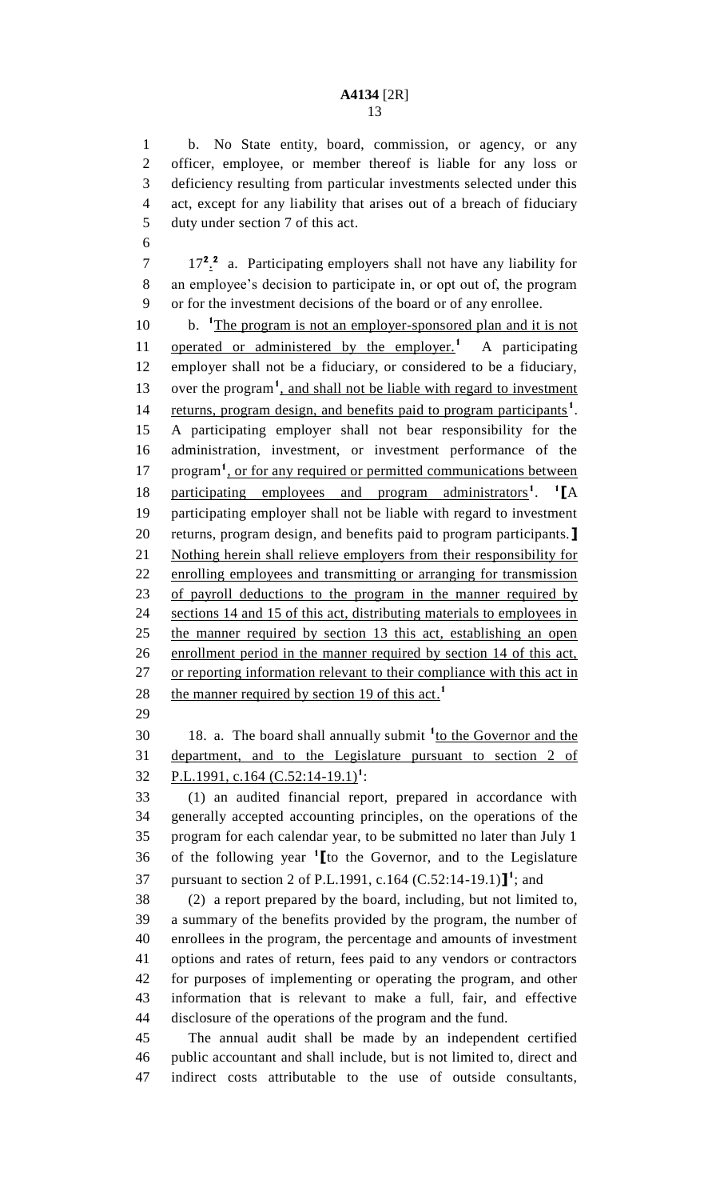b. No State entity, board, commission, or agency, or any officer, employee, or member thereof is liable for any loss or deficiency resulting from particular investments selected under this act, except for any liability that arises out of a breach of fiduciary duty under section 7 of this act.

17[2].[2] a. Participating employers shall not have any liability for an employee's decision to participate in, or opt out of, the program or for the investment decisions of the board or of any enrollee.

b. [1]The program is not an employer-sponsored plan and it is not operated or administered by the employer.[1] A participating employer shall not be a fiduciary, or considered to be a fiduciary, over the program[1], and shall not be liable with regard to investment returns, program design, and benefits paid to program participants[1]. A participating employer shall not bear responsibility for the administration, investment, or investment performance of the program[1], or for any required or permitted communications between participating employees and program administrators[1]. [1][A participating employer shall not be liable with regard to investment returns, program design, and benefits paid to program participants.] Nothing herein shall relieve employers from their responsibility for enrolling employees and transmitting or arranging for transmission of payroll deductions to the program in the manner required by sections 14 and 15 of this act, distributing materials to employees in the manner required by section 13 this act, establishing an open enrollment period in the manner required by section 14 of this act, or reporting information relevant to their compliance with this act in the manner required by section 19 of this act.[1]

18. a. The board shall annually submit [1]to the Governor and the department, and to the Legislature pursuant to section 2 of P.L.1991, c.164 (C.52:14-19.1)[1]:

(1) an audited financial report, prepared in accordance with generally accepted accounting principles, on the operations of the program for each calendar year, to be submitted no later than July 1 of the following year [1][to the Governor, and to the Legislature pursuant to section 2 of P.L.1991, c.164 (C.52:14-19.1)][1]; and

(2) a report prepared by the board, including, but not limited to, a summary of the benefits provided by the program, the number of enrollees in the program, the percentage and amounts of investment options and rates of return, fees paid to any vendors or contractors for purposes of implementing or operating the program, and other information that is relevant to make a full, fair, and effective disclosure of the operations of the program and the fund.

The annual audit shall be made by an independent certified public accountant and shall include, but is not limited to, direct and indirect costs attributable to the use of outside consultants,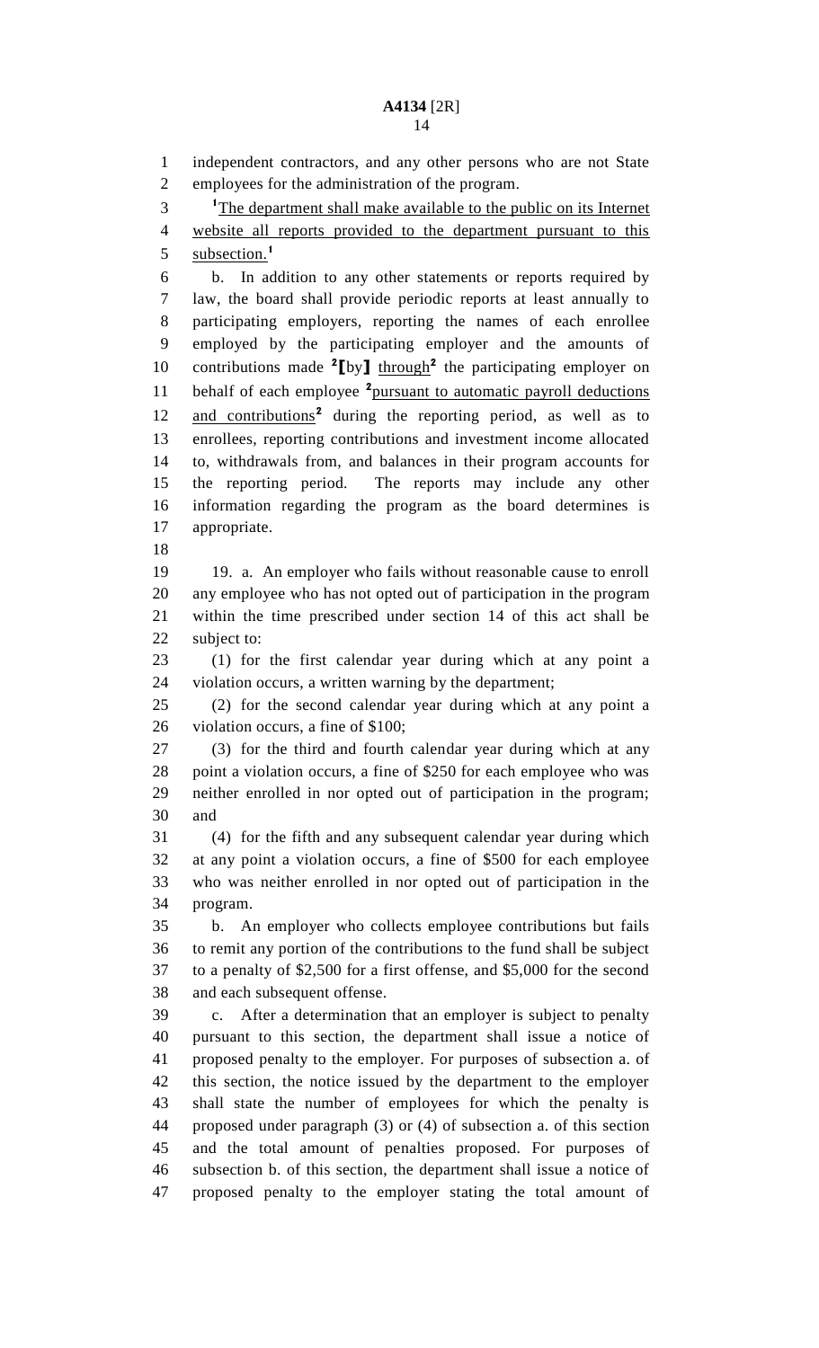independent contractors, and any other persons who are not State employees for the administration of the program.

[1]The department shall make available to the public on its Internet website all reports provided to the department pursuant to this subsection.[1]

b. In addition to any other statements or reports required by law, the board shall provide periodic reports at least annually to participating employers, reporting the names of each enrollee employed by the participating employer and the amounts of contributions made [2]⟦by⟧ through[2] the participating employer on behalf of each employee [2]pursuant to automatic payroll deductions and contributions[2] during the reporting period, as well as to enrollees, reporting contributions and investment income allocated to, withdrawals from, and balances in their program accounts for the reporting period. The reports may include any other information regarding the program as the board determines is appropriate.

19. a. An employer who fails without reasonable cause to enroll any employee who has not opted out of participation in the program within the time prescribed under section 14 of this act shall be subject to:

(1) for the first calendar year during which at any point a violation occurs, a written warning by the department;

(2) for the second calendar year during which at any point a violation occurs, a fine of $100;

(3) for the third and fourth calendar year during which at any point a violation occurs, a fine of $250 for each employee who was neither enrolled in nor opted out of participation in the program; and

(4) for the fifth and any subsequent calendar year during which at any point a violation occurs, a fine of $500 for each employee who was neither enrolled in nor opted out of participation in the program.

b. An employer who collects employee contributions but fails to remit any portion of the contributions to the fund shall be subject to a penalty of $2,500 for a first offense, and $5,000 for the second and each subsequent offense.

c. After a determination that an employer is subject to penalty pursuant to this section, the department shall issue a notice of proposed penalty to the employer. For purposes of subsection a. of this section, the notice issued by the department to the employer shall state the number of employees for which the penalty is proposed under paragraph (3) or (4) of subsection a. of this section and the total amount of penalties proposed. For purposes of subsection b. of this section, the department shall issue a notice of proposed penalty to the employer stating the total amount of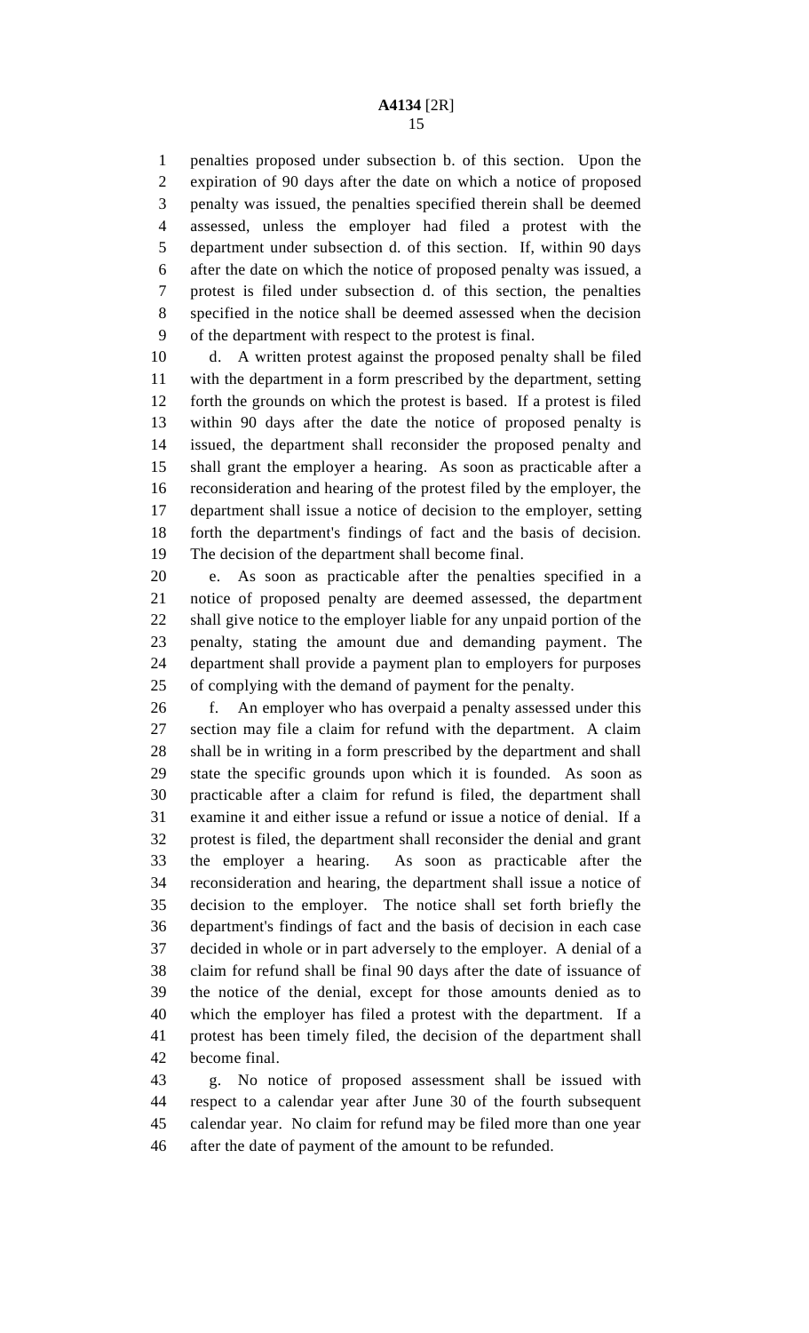penalties proposed under subsection b. of this section. Upon the expiration of 90 days after the date on which a notice of proposed penalty was issued, the penalties specified therein shall be deemed assessed, unless the employer had filed a protest with the department under subsection d. of this section. If, within 90 days after the date on which the notice of proposed penalty was issued, a protest is filed under subsection d. of this section, the penalties specified in the notice shall be deemed assessed when the decision of the department with respect to the protest is final.

d. A written protest against the proposed penalty shall be filed with the department in a form prescribed by the department, setting forth the grounds on which the protest is based. If a protest is filed within 90 days after the date the notice of proposed penalty is issued, the department shall reconsider the proposed penalty and shall grant the employer a hearing. As soon as practicable after a reconsideration and hearing of the protest filed by the employer, the department shall issue a notice of decision to the employer, setting forth the department's findings of fact and the basis of decision. The decision of the department shall become final.

e. As soon as practicable after the penalties specified in a notice of proposed penalty are deemed assessed, the department shall give notice to the employer liable for any unpaid portion of the penalty, stating the amount due and demanding payment. The department shall provide a payment plan to employers for purposes of complying with the demand of payment for the penalty.

f. An employer who has overpaid a penalty assessed under this section may file a claim for refund with the department. A claim shall be in writing in a form prescribed by the department and shall state the specific grounds upon which it is founded. As soon as practicable after a claim for refund is filed, the department shall examine it and either issue a refund or issue a notice of denial. If a protest is filed, the department shall reconsider the denial and grant the employer a hearing. As soon as practicable after the reconsideration and hearing, the department shall issue a notice of decision to the employer. The notice shall set forth briefly the department's findings of fact and the basis of decision in each case decided in whole or in part adversely to the employer. A denial of a claim for refund shall be final 90 days after the date of issuance of the notice of the denial, except for those amounts denied as to which the employer has filed a protest with the department. If a protest has been timely filed, the decision of the department shall become final.

g. No notice of proposed assessment shall be issued with respect to a calendar year after June 30 of the fourth subsequent calendar year. No claim for refund may be filed more than one year after the date of payment of the amount to be refunded.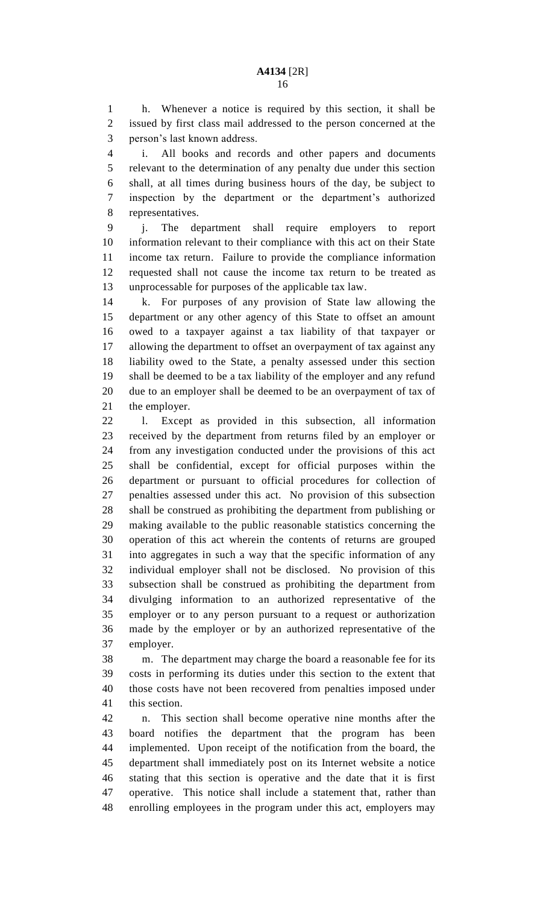h. Whenever a notice is required by this section, it shall be issued by first class mail addressed to the person concerned at the person's last known address.

i. All books and records and other papers and documents relevant to the determination of any penalty due under this section shall, at all times during business hours of the day, be subject to inspection by the department or the department's authorized representatives.

j. The department shall require employers to report information relevant to their compliance with this act on their State income tax return. Failure to provide the compliance information requested shall not cause the income tax return to be treated as unprocessable for purposes of the applicable tax law.

k. For purposes of any provision of State law allowing the department or any other agency of this State to offset an amount owed to a taxpayer against a tax liability of that taxpayer or allowing the department to offset an overpayment of tax against any liability owed to the State, a penalty assessed under this section shall be deemed to be a tax liability of the employer and any refund due to an employer shall be deemed to be an overpayment of tax of the employer.

l. Except as provided in this subsection, all information received by the department from returns filed by an employer or from any investigation conducted under the provisions of this act shall be confidential, except for official purposes within the department or pursuant to official procedures for collection of penalties assessed under this act. No provision of this subsection shall be construed as prohibiting the department from publishing or making available to the public reasonable statistics concerning the operation of this act wherein the contents of returns are grouped into aggregates in such a way that the specific information of any individual employer shall not be disclosed. No provision of this subsection shall be construed as prohibiting the department from divulging information to an authorized representative of the employer or to any person pursuant to a request or authorization made by the employer or by an authorized representative of the employer.

m. The department may charge the board a reasonable fee for its costs in performing its duties under this section to the extent that those costs have not been recovered from penalties imposed under this section.

n. This section shall become operative nine months after the board notifies the department that the program has been implemented. Upon receipt of the notification from the board, the department shall immediately post on its Internet website a notice stating that this section is operative and the date that it is first operative. This notice shall include a statement that, rather than enrolling employees in the program under this act, employers may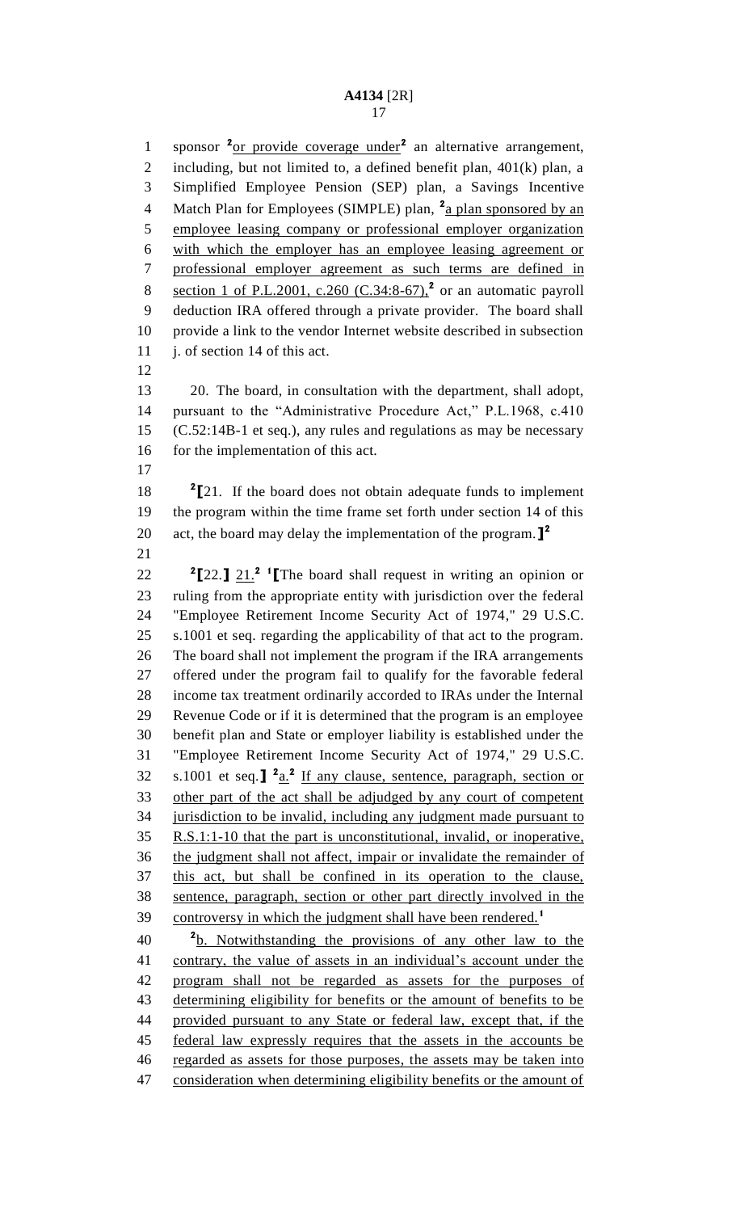sponsor [2]or provide coverage under[2] an alternative arrangement, including, but not limited to, a defined benefit plan, 401(k) plan, a Simplified Employee Pension (SEP) plan, a Savings Incentive Match Plan for Employees (SIMPLE) plan, [2]a plan sponsored by an employee leasing company or professional employer organization with which the employer has an employee leasing agreement or professional employer agreement as such terms are defined in section 1 of P.L.2001, c.260 (C.34:8-67),[2] or an automatic payroll deduction IRA offered through a private provider. The board shall provide a link to the vendor Internet website described in subsection j. of section 14 of this act.

20. The board, in consultation with the department, shall adopt, pursuant to the "Administrative Procedure Act," P.L.1968, c.410 (C.52:14B-1 et seq.), any rules and regulations as may be necessary for the implementation of this act.

[2][21. If the board does not obtain adequate funds to implement the program within the time frame set forth under section 14 of this act, the board may delay the implementation of the program.][2]

[2][22.] 21.[2] [1][The board shall request in writing an opinion or ruling from the appropriate entity with jurisdiction over the federal "Employee Retirement Income Security Act of 1974," 29 U.S.C. s.1001 et seq. regarding the applicability of that act to the program. The board shall not implement the program if the IRA arrangements offered under the program fail to qualify for the favorable federal income tax treatment ordinarily accorded to IRAs under the Internal Revenue Code or if it is determined that the program is an employee benefit plan and State or employer liability is established under the "Employee Retirement Income Security Act of 1974," 29 U.S.C. s.1001 et seq.] [2]a.[2] If any clause, sentence, paragraph, section or other part of the act shall be adjudged by any court of competent jurisdiction to be invalid, including any judgment made pursuant to R.S.1:1-10 that the part is unconstitutional, invalid, or inoperative, the judgment shall not affect, impair or invalidate the remainder of this act, but shall be confined in its operation to the clause, sentence, paragraph, section or other part directly involved in the controversy in which the judgment shall have been rendered.[1]

[2]b. Notwithstanding the provisions of any other law to the contrary, the value of assets in an individual's account under the program shall not be regarded as assets for the purposes of determining eligibility for benefits or the amount of benefits to be provided pursuant to any State or federal law, except that, if the federal law expressly requires that the assets in the accounts be regarded as assets for those purposes, the assets may be taken into consideration when determining eligibility benefits or the amount of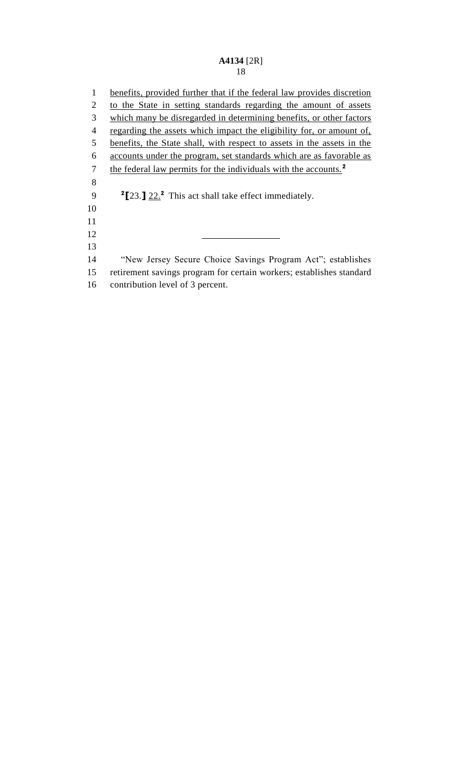benefits, provided further that if the federal law provides discretion to the State in setting standards regarding the amount of assets which many be disregarded in determining benefits, or other factors regarding the assets which impact the eligibility for, or amount of, benefits, the State shall, with respect to assets in the assets in the accounts under the program, set standards which are as favorable as the federal law permits for the individuals with the accounts.[2]

[2]【23.】 22.[2] This act shall take effect immediately.

---

"New Jersey Secure Choice Savings Program Act"; establishes retirement savings program for certain workers; establishes standard contribution level of 3 percent.